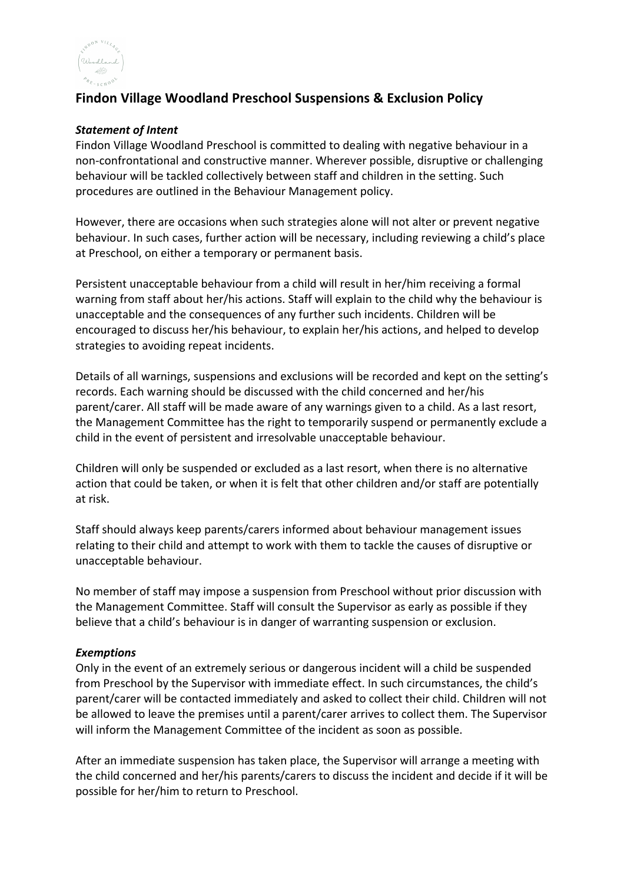# Findon Village Woodland Preschool Suspensions & Exclusion Policy

***Statement of Intent***

Findon Village Woodland Preschool is committed to dealing with negative behaviour in a non-confrontational and constructive manner. Wherever possible, disruptive or challenging behaviour will be tackled collectively between staff and children in the setting. Such procedures are outlined in the Behaviour Management policy.

However, there are occasions when such strategies alone will not alter or prevent negative behaviour. In such cases, further action will be necessary, including reviewing a child's place at Preschool, on either a temporary or permanent basis.

Persistent unacceptable behaviour from a child will result in her/him receiving a formal warning from staff about her/his actions. Staff will explain to the child why the behaviour is unacceptable and the consequences of any further such incidents. Children will be encouraged to discuss her/his behaviour, to explain her/his actions, and helped to develop strategies to avoiding repeat incidents.

Details of all warnings, suspensions and exclusions will be recorded and kept on the setting's records. Each warning should be discussed with the child concerned and her/his parent/carer. All staff will be made aware of any warnings given to a child. As a last resort, the Management Committee has the right to temporarily suspend or permanently exclude a child in the event of persistent and irresolvable unacceptable behaviour.

Children will only be suspended or excluded as a last resort, when there is no alternative action that could be taken, or when it is felt that other children and/or staff are potentially at risk.

Staff should always keep parents/carers informed about behaviour management issues relating to their child and attempt to work with them to tackle the causes of disruptive or unacceptable behaviour.

No member of staff may impose a suspension from Preschool without prior discussion with the Management Committee. Staff will consult the Supervisor as early as possible if they believe that a child's behaviour is in danger of warranting suspension or exclusion.

***Exemptions***

Only in the event of an extremely serious or dangerous incident will a child be suspended from Preschool by the Supervisor with immediate effect. In such circumstances, the child's parent/carer will be contacted immediately and asked to collect their child. Children will not be allowed to leave the premises until a parent/carer arrives to collect them. The Supervisor will inform the Management Committee of the incident as soon as possible.

After an immediate suspension has taken place, the Supervisor will arrange a meeting with the child concerned and her/his parents/carers to discuss the incident and decide if it will be possible for her/him to return to Preschool.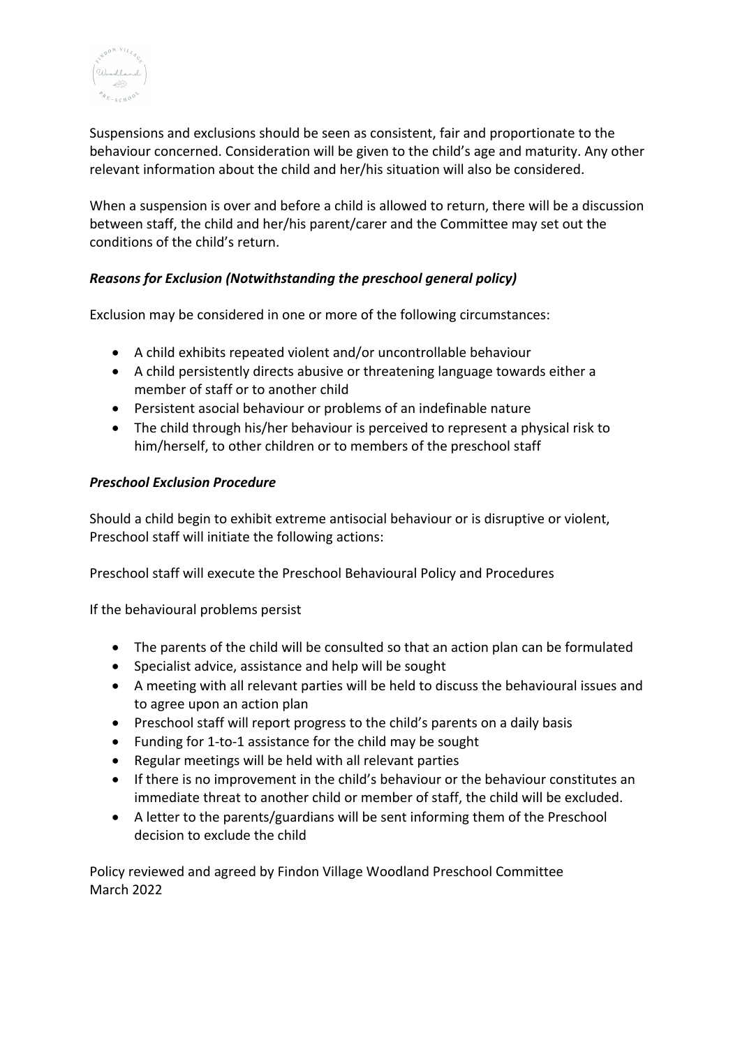Suspensions and exclusions should be seen as consistent, fair and proportionate to the behaviour concerned. Consideration will be given to the child's age and maturity. Any other relevant information about the child and her/his situation will also be considered.

When a suspension is over and before a child is allowed to return, there will be a discussion between staff, the child and her/his parent/carer and the Committee may set out the conditions of the child's return.

***Reasons for Exclusion (Notwithstanding the preschool general policy)***

Exclusion may be considered in one or more of the following circumstances:

- A child exhibits repeated violent and/or uncontrollable behaviour
- A child persistently directs abusive or threatening language towards either a member of staff or to another child
- Persistent asocial behaviour or problems of an indefinable nature
- The child through his/her behaviour is perceived to represent a physical risk to him/herself, to other children or to members of the preschool staff

***Preschool Exclusion Procedure***

Should a child begin to exhibit extreme antisocial behaviour or is disruptive or violent, Preschool staff will initiate the following actions:

Preschool staff will execute the Preschool Behavioural Policy and Procedures

If the behavioural problems persist

- The parents of the child will be consulted so that an action plan can be formulated
- Specialist advice, assistance and help will be sought
- A meeting with all relevant parties will be held to discuss the behavioural issues and to agree upon an action plan
- Preschool staff will report progress to the child's parents on a daily basis
- Funding for 1-to-1 assistance for the child may be sought
- Regular meetings will be held with all relevant parties
- If there is no improvement in the child's behaviour or the behaviour constitutes an immediate threat to another child or member of staff, the child will be excluded.
- A letter to the parents/guardians will be sent informing them of the Preschool decision to exclude the child

Policy reviewed and agreed by Findon Village Woodland Preschool Committee
March 2022